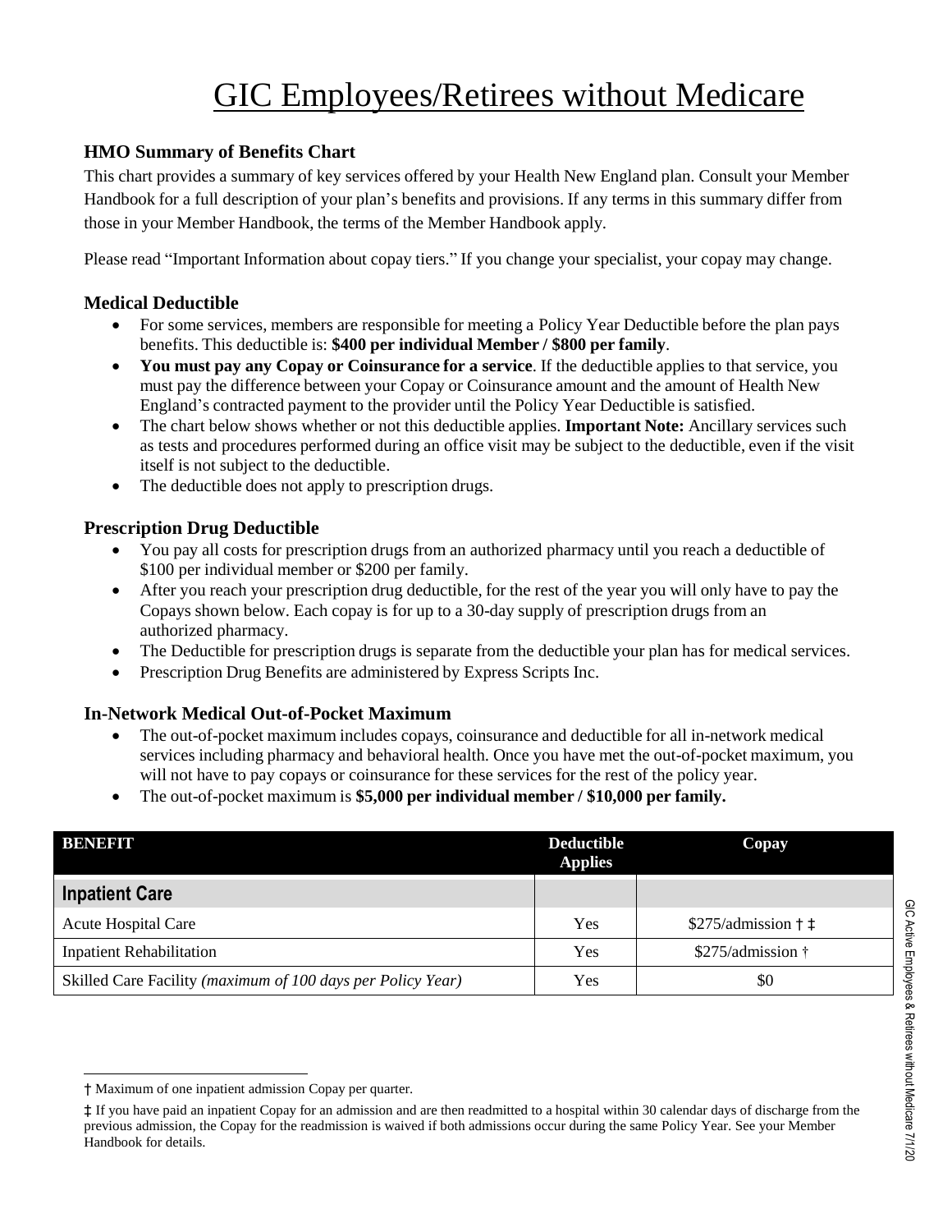# GIC Employees/Retirees without Medicare

### HMO Summary of Benefits Chart

This chart provides a summary of key services offered by your Health New England plan. Consult your Member Handbook for a full description of your plan's benefits and provisions. If any terms in this summary differ from those in your Member Handbook, the terms of the Member Handbook apply.

Please read "Important Information about copay tiers." If you change your specialist, your copay may change.

### Medical Deductible

- For some services, members are responsible for meeting a Policy Year Deductible before the plan pays benefits. This deductible is: **$400 per individual Member / $800 per family**.
- **You must pay any Copay or Coinsurance for a service**. If the deductible applies to that service, you must pay the difference between your Copay or Coinsurance amount and the amount of Health New England's contracted payment to the provider until the Policy Year Deductible is satisfied.
- The chart below shows whether or not this deductible applies. **Important Note:** Ancillary services such as tests and procedures performed during an office visit may be subject to the deductible, even if the visit itself is not subject to the deductible.
- The deductible does not apply to prescription drugs.

### Prescription Drug Deductible

- You pay all costs for prescription drugs from an authorized pharmacy until you reach a deductible of $100 per individual member or $200 per family.
- After you reach your prescription drug deductible, for the rest of the year you will only have to pay the Copays shown below. Each copay is for up to a 30-day supply of prescription drugs from an authorized pharmacy.
- The Deductible for prescription drugs is separate from the deductible your plan has for medical services.
- Prescription Drug Benefits are administered by Express Scripts Inc.

### In-Network Medical Out-of-Pocket Maximum

- The out-of-pocket maximum includes copays, coinsurance and deductible for all in-network medical services including pharmacy and behavioral health. Once you have met the out-of-pocket maximum, you will not have to pay copays or coinsurance for these services for the rest of the policy year.
- The out-of-pocket maximum is **$5,000 per individual member / $10,000 per family.**

| BENEFIT | Deductible Applies | Copay |
|---|---|---|
| **Inpatient Care** | | |
| Acute Hospital Care | Yes | $275/admission † ‡ |
| Inpatient Rehabilitation | Yes | $275/admission † |
| Skilled Care Facility *(maximum of 100 days per Policy Year)* | Yes | $0 |

† Maximum of one inpatient admission Copay per quarter.

‡ If you have paid an inpatient Copay for an admission and are then readmitted to a hospital within 30 calendar days of discharge from the previous admission, the Copay for the readmission is waived if both admissions occur during the same Policy Year. See your Member Handbook for details.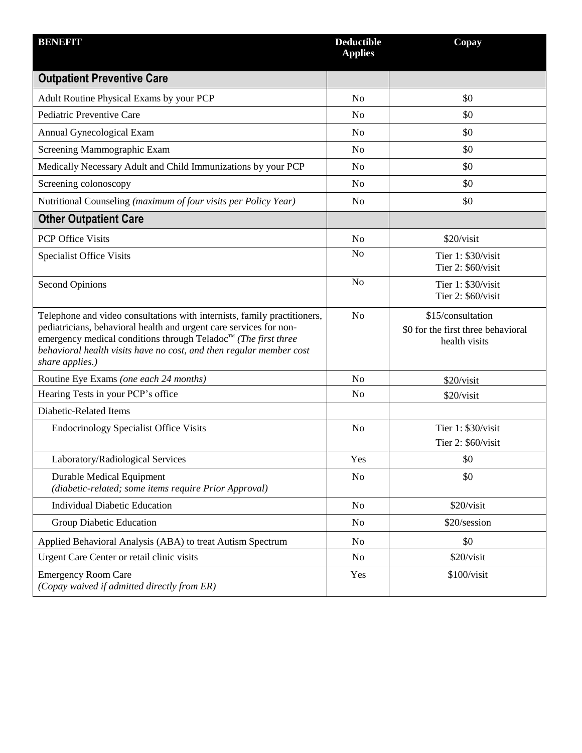| BENEFIT | Deductible Applies | Copay |
| --- | --- | --- |
| **Outpatient Preventive Care** | | |
| Adult Routine Physical Exams by your PCP | No | $0 |
| Pediatric Preventive Care | No | $0 |
| Annual Gynecological Exam | No | $0 |
| Screening Mammographic Exam | No | $0 |
| Medically Necessary Adult and Child Immunizations by your PCP | No | $0 |
| Screening colonoscopy | No | $0 |
| Nutritional Counseling *(maximum of four visits per Policy Year)* | No | $0 |
| **Other Outpatient Care** | | |
| PCP Office Visits | No | $20/visit |
| Specialist Office Visits | No | Tier 1: $30/visit<br>Tier 2: $60/visit |
| Second Opinions | No | Tier 1: $30/visit<br>Tier 2: $60/visit |
| Telephone and video consultations with internists, family practitioners, pediatricians, behavioral health and urgent care services for non-emergency medical conditions through Teladoc™ *(The first three behavioral health visits have no cost, and then regular member cost share applies.)* | No | $15/consultation<br>$0 for the first three behavioral health visits |
| Routine Eye Exams *(one each 24 months)* | No | $20/visit |
| Hearing Tests in your PCP's office | No | $20/visit |
| Diabetic-Related Items | | |
| Endocrinology Specialist Office Visits | No | Tier 1: $30/visit<br>Tier 2: $60/visit |
| Laboratory/Radiological Services | Yes | $0 |
| Durable Medical Equipment *(diabetic-related; some items require Prior Approval)* | No | $0 |
| Individual Diabetic Education | No | $20/visit |
| Group Diabetic Education | No | $20/session |
| Applied Behavioral Analysis (ABA) to treat Autism Spectrum | No | $0 |
| Urgent Care Center or retail clinic visits | No | $20/visit |
| Emergency Room Care *(Copay waived if admitted directly from ER)* | Yes | $100/visit |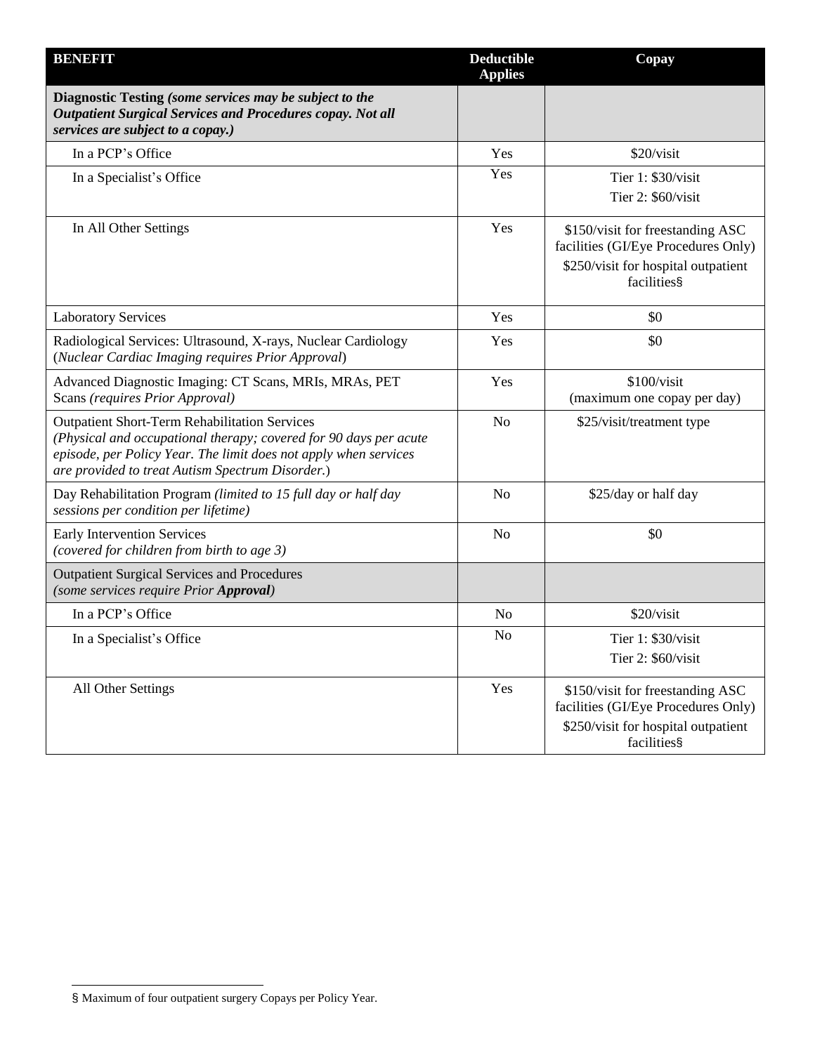| **BENEFIT** | **Deductible Applies** | **Copay** |
|---|---|---|
| **Diagnostic Testing** ***(some services may be subject to the Outpatient Surgical Services and Procedures copay. Not all services are subject to a copay.)*** | | |
| In a PCP's Office | Yes | $20/visit |
| In a Specialist's Office | Yes | Tier 1: $30/visit<br>Tier 2: $60/visit |
| In All Other Settings | Yes | $150/visit for freestanding ASC facilities (GI/Eye Procedures Only)<br>$250/visit for hospital outpatient facilities§ |
| Laboratory Services | Yes | $0 |
| Radiological Services: Ultrasound, X-rays, Nuclear Cardiology (*Nuclear Cardiac Imaging requires Prior Approval*) | Yes | $0 |
| Advanced Diagnostic Imaging: CT Scans, MRIs, MRAs, PET Scans *(requires Prior Approval)* | Yes | $100/visit<br>(maximum one copay per day) |
| Outpatient Short-Term Rehabilitation Services *(Physical and occupational therapy; covered for 90 days per acute episode, per Policy Year. The limit does not apply when services are provided to treat Autism Spectrum Disorder.)* | No | $25/visit/treatment type |
| Day Rehabilitation Program *(limited to 15 full day or half day sessions per condition per lifetime)* | No | $25/day or half day |
| Early Intervention Services *(covered for children from birth to age 3)* | No | $0 |
| Outpatient Surgical Services and Procedures *(some services require Prior* ***Approval****)* | | |
| In a PCP's Office | No | $20/visit |
| In a Specialist's Office | No | Tier 1: $30/visit<br>Tier 2: $60/visit |
| All Other Settings | Yes | $150/visit for freestanding ASC facilities (GI/Eye Procedures Only)<br>$250/visit for hospital outpatient facilities§ |

§ Maximum of four outpatient surgery Copays per Policy Year.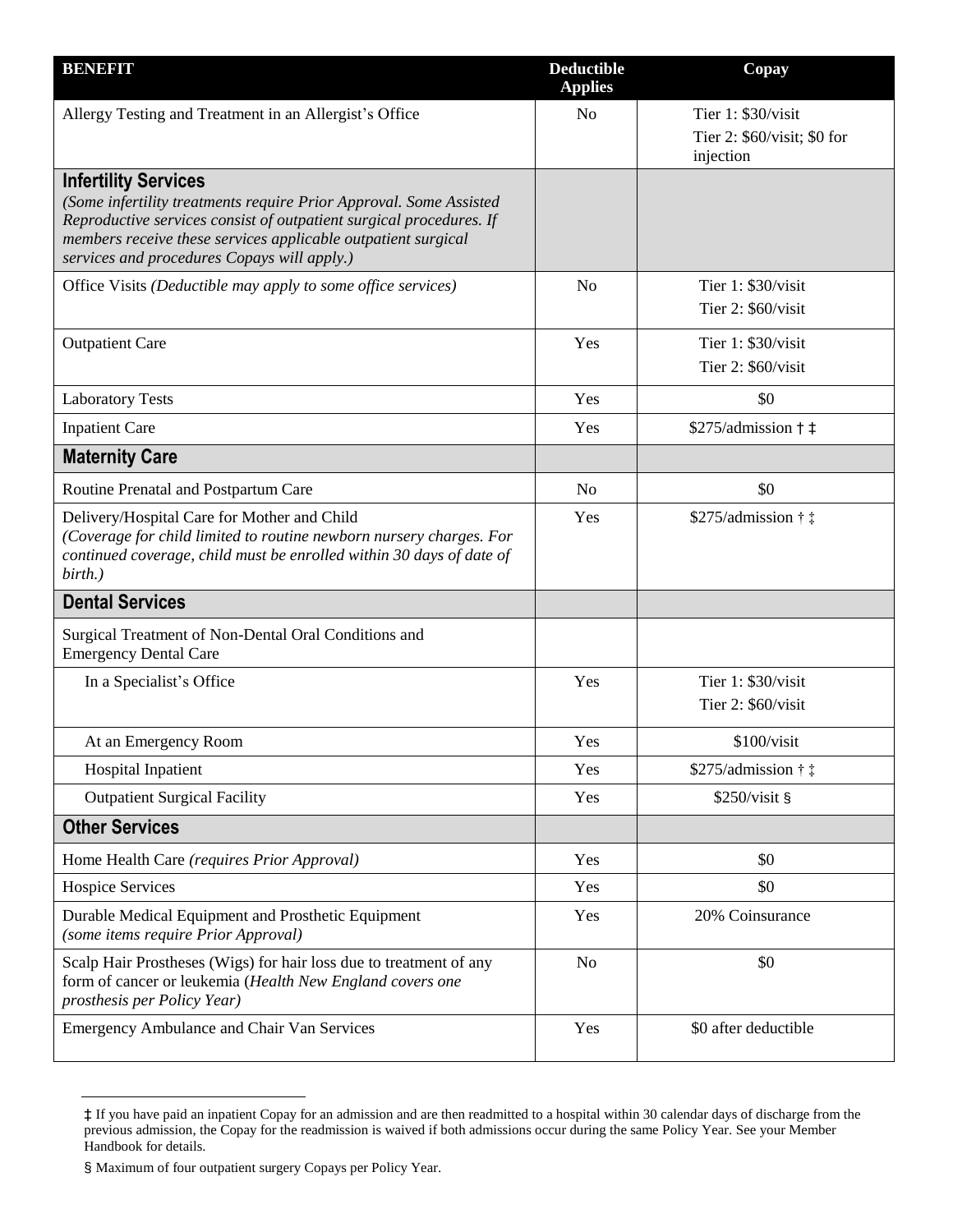| **BENEFIT** | **Deductible Applies** | **Copay** |
|---|---|---|
| Allergy Testing and Treatment in an Allergist's Office | No | Tier 1: $30/visit<br>Tier 2: $60/visit; $0 for injection |
| **Infertility Services**<br>*(Some infertility treatments require Prior Approval. Some Assisted Reproductive services consist of outpatient surgical procedures. If members receive these services applicable outpatient surgical services and procedures Copays will apply.)* | | |
| Office Visits *(Deductible may apply to some office services)* | No | Tier 1: $30/visit<br>Tier 2: $60/visit |
| Outpatient Care | Yes | Tier 1: $30/visit<br>Tier 2: $60/visit |
| Laboratory Tests | Yes | $0 |
| Inpatient Care | Yes | $275/admission † ‡ |
| **Maternity Care** | | |
| Routine Prenatal and Postpartum Care | No | $0 |
| Delivery/Hospital Care for Mother and Child<br>*(Coverage for child limited to routine newborn nursery charges. For continued coverage, child must be enrolled within 30 days of date of birth.)* | Yes | $275/admission † ‡ |
| **Dental Services** | | |
| Surgical Treatment of Non-Dental Oral Conditions and Emergency Dental Care | | |
| In a Specialist's Office | Yes | Tier 1: $30/visit<br>Tier 2: $60/visit |
| At an Emergency Room | Yes | $100/visit |
| Hospital Inpatient | Yes | $275/admission † ‡ |
| Outpatient Surgical Facility | Yes | $250/visit § |
| **Other Services** | | |
| Home Health Care *(requires Prior Approval)* | Yes | $0 |
| Hospice Services | Yes | $0 |
| Durable Medical Equipment and Prosthetic Equipment<br>*(some items require Prior Approval)* | Yes | 20% Coinsurance |
| Scalp Hair Prostheses (Wigs) for hair loss due to treatment of any form of cancer or leukemia (*Health New England covers one prosthesis per Policy Year)* | No | $0 |
| Emergency Ambulance and Chair Van Services | Yes | $0 after deductible |

‡ If you have paid an inpatient Copay for an admission and are then readmitted to a hospital within 30 calendar days of discharge from the previous admission, the Copay for the readmission is waived if both admissions occur during the same Policy Year. See your Member Handbook for details.

§ Maximum of four outpatient surgery Copays per Policy Year.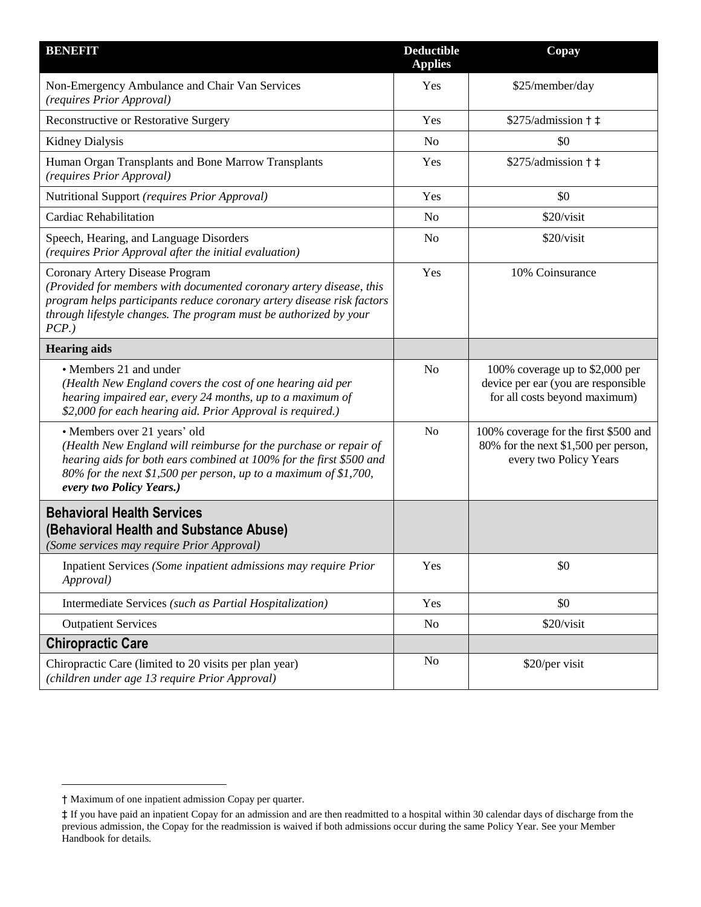| **BENEFIT** | **Deductible Applies** | **Copay** |
|---|---|---|
| Non-Emergency Ambulance and Chair Van Services *(requires Prior Approval)* | Yes | $25/member/day |
| Reconstructive or Restorative Surgery | Yes | $275/admission † ‡ |
| Kidney Dialysis | No | $0 |
| Human Organ Transplants and Bone Marrow Transplants *(requires Prior Approval)* | Yes | $275/admission † ‡ |
| Nutritional Support *(requires Prior Approval)* | Yes | $0 |
| Cardiac Rehabilitation | No | $20/visit |
| Speech, Hearing, and Language Disorders *(requires Prior Approval after the initial evaluation)* | No | $20/visit |
| Coronary Artery Disease Program *(Provided for members with documented coronary artery disease, this program helps participants reduce coronary artery disease risk factors through lifestyle changes. The program must be authorized by your PCP.)* | Yes | 10% Coinsurance |
| **Hearing aids** | | |
| • Members 21 and under *(Health New England covers the cost of one hearing aid per hearing impaired ear, every 24 months, up to a maximum of $2,000 for each hearing aid. Prior Approval is required.)* | No | 100% coverage up to $2,000 per device per ear (you are responsible for all costs beyond maximum) |
| • Members over 21 years' old *(Health New England will reimburse for the purchase or repair of hearing aids for both ears combined at 100% for the first $500 and 80% for the next $1,500 per person, up to a maximum of $1,700,* ***every two Policy Years.)*** | No | 100% coverage for the first $500 and 80% for the next $1,500 per person, every two Policy Years |
| **Behavioral Health Services (Behavioral Health and Substance Abuse)** *(Some services may require Prior Approval)* | | |
| Inpatient Services *(Some inpatient admissions may require Prior Approval)* | Yes | $0 |
| Intermediate Services *(such as Partial Hospitalization)* | Yes | $0 |
| Outpatient Services | No | $20/visit |
| **Chiropractic Care** | | |
| Chiropractic Care (limited to 20 visits per plan year) *(children under age 13 require Prior Approval)* | No | $20/per visit |

† Maximum of one inpatient admission Copay per quarter.

‡ If you have paid an inpatient Copay for an admission and are then readmitted to a hospital within 30 calendar days of discharge from the previous admission, the Copay for the readmission is waived if both admissions occur during the same Policy Year. See your Member Handbook for details.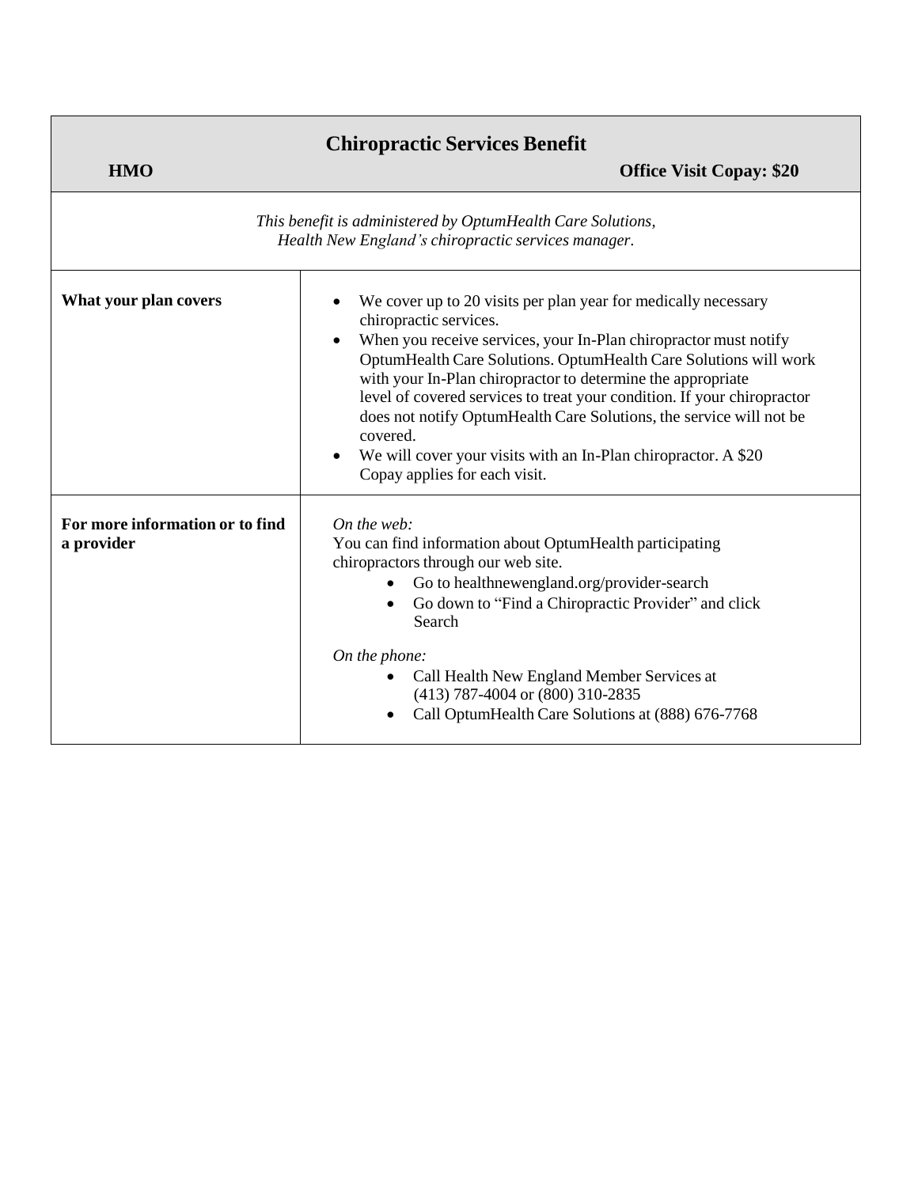## Chiropractic Services Benefit

**HMO** **Office Visit Copay: $20**

*This benefit is administered by OptumHealth Care Solutions, Health New England's chiropractic services manager.*

| | |
|---|---|
| **What your plan covers** | • We cover up to 20 visits per plan year for medically necessary chiropractic services.<br>• When you receive services, your In-Plan chiropractor must notify OptumHealth Care Solutions. OptumHealth Care Solutions will work with your In-Plan chiropractor to determine the appropriate level of covered services to treat your condition. If your chiropractor does not notify OptumHealth Care Solutions, the service will not be covered.<br>• We will cover your visits with an In-Plan chiropractor. A $20 Copay applies for each visit. |
| **For more information or to find a provider** | *On the web:*<br>You can find information about OptumHealth participating chiropractors through our web site.<br>• Go to healthnewengland.org/provider-search<br>• Go down to "Find a Chiropractic Provider" and click Search<br><br>*On the phone:*<br>• Call Health New England Member Services at (413) 787-4004 or (800) 310-2835<br>• Call OptumHealth Care Solutions at (888) 676-7768 |